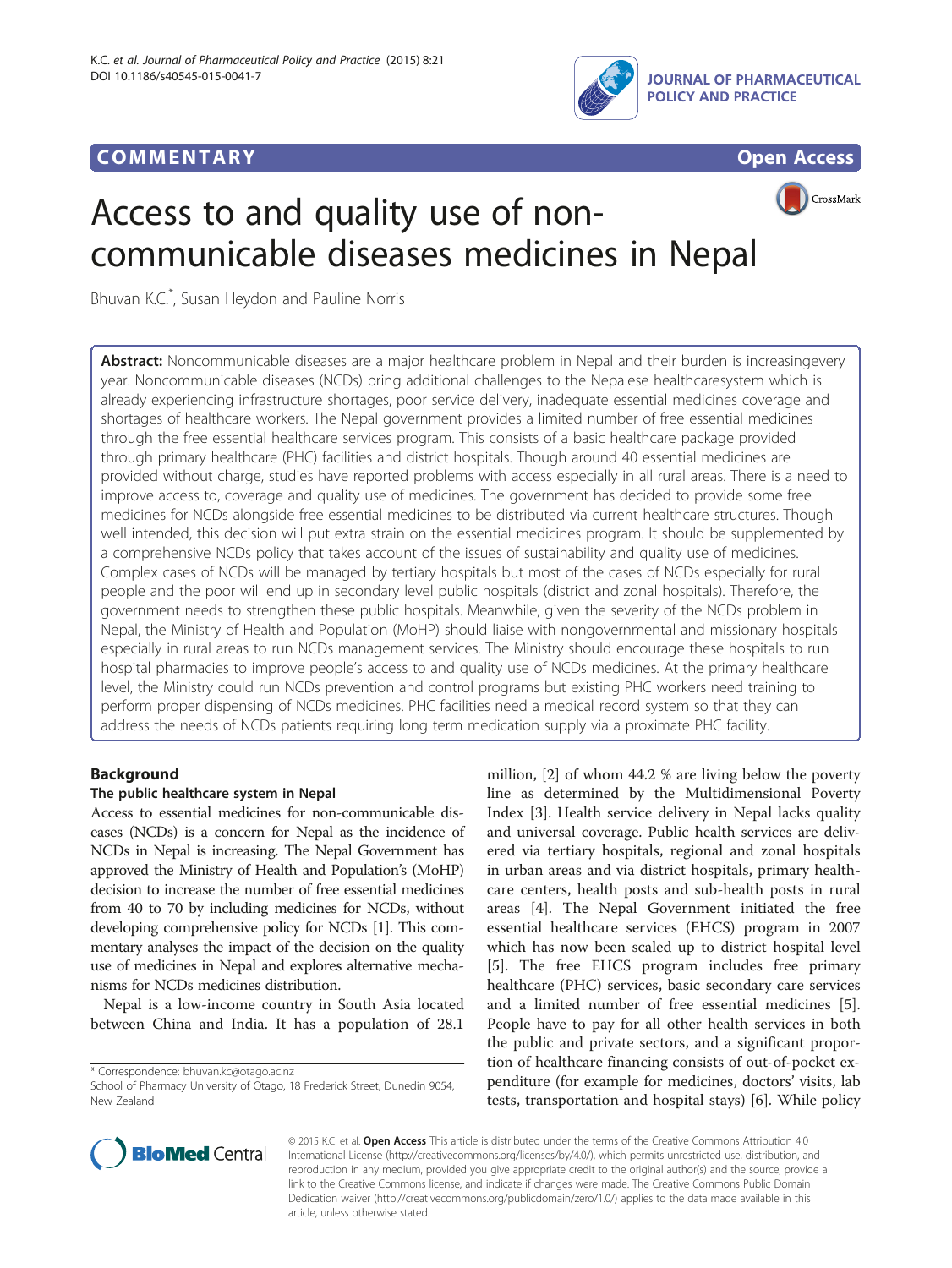COMMENTARY Open Access

# Access to and quality use of non-communicable diseases medicines in Nepal

Bhuvan K.C.*, Susan Heydon and Pauline Norris

**Abstract:** Noncommunicable diseases are a major healthcare problem in Nepal and their burden is increasingevery year. Noncommunicable diseases (NCDs) bring additional challenges to the Nepalese healthcaresystem which is already experiencing infrastructure shortages, poor service delivery, inadequate essential medicines coverage and shortages of healthcare workers. The Nepal government provides a limited number of free essential medicines through the free essential healthcare services program. This consists of a basic healthcare package provided through primary healthcare (PHC) facilities and district hospitals. Though around 40 essential medicines are provided without charge, studies have reported problems with access especially in all rural areas. There is a need to improve access to, coverage and quality use of medicines. The government has decided to provide some free medicines for NCDs alongside free essential medicines to be distributed via current healthcare structures. Though well intended, this decision will put extra strain on the essential medicines program. It should be supplemented by a comprehensive NCDs policy that takes account of the issues of sustainability and quality use of medicines. Complex cases of NCDs will be managed by tertiary hospitals but most of the cases of NCDs especially for rural people and the poor will end up in secondary level public hospitals (district and zonal hospitals). Therefore, the government needs to strengthen these public hospitals. Meanwhile, given the severity of the NCDs problem in Nepal, the Ministry of Health and Population (MoHP) should liaise with nongovernmental and missionary hospitals especially in rural areas to run NCDs management services. The Ministry should encourage these hospitals to run hospital pharmacies to improve people's access to and quality use of NCDs medicines. At the primary healthcare level, the Ministry could run NCDs prevention and control programs but existing PHC workers need training to perform proper dispensing of NCDs medicines. PHC facilities need a medical record system so that they can address the needs of NCDs patients requiring long term medication supply via a proximate PHC facility.

## Background

### The public healthcare system in Nepal

Access to essential medicines for non-communicable diseases (NCDs) is a concern for Nepal as the incidence of NCDs in Nepal is increasing. The Nepal Government has approved the Ministry of Health and Population's (MoHP) decision to increase the number of free essential medicines from 40 to 70 by including medicines for NCDs, without developing comprehensive policy for NCDs [1]. This commentary analyses the impact of the decision on the quality use of medicines in Nepal and explores alternative mechanisms for NCDs medicines distribution.

Nepal is a low-income country in South Asia located between China and India. It has a population of 28.1 million, [2] of whom 44.2 % are living below the poverty line as determined by the Multidimensional Poverty Index [3]. Health service delivery in Nepal lacks quality and universal coverage. Public health services are delivered via tertiary hospitals, regional and zonal hospitals in urban areas and via district hospitals, primary healthcare centers, health posts and sub-health posts in rural areas [4]. The Nepal Government initiated the free essential healthcare services (EHCS) program in 2007 which has now been scaled up to district hospital level [5]. The free EHCS program includes free primary healthcare (PHC) services, basic secondary care services and a limited number of free essential medicines [5]. People have to pay for all other health services in both the public and private sectors, and a significant proportion of healthcare financing consists of out-of-pocket expenditure (for example for medicines, doctors' visits, lab tests, transportation and hospital stays) [6]. While policy

* Correspondence: bhuvan.kc@otago.ac.nz
School of Pharmacy University of Otago, 18 Frederick Street, Dunedin 9054, New Zealand

© 2015 K.C. et al. **Open Access** This article is distributed under the terms of the Creative Commons Attribution 4.0 International License (http://creativecommons.org/licenses/by/4.0/), which permits unrestricted use, distribution, and reproduction in any medium, provided you give appropriate credit to the original author(s) and the source, provide a link to the Creative Commons license, and indicate if changes were made. The Creative Commons Public Domain Dedication waiver (http://creativecommons.org/publicdomain/zero/1.0/) applies to the data made available in this article, unless otherwise stated.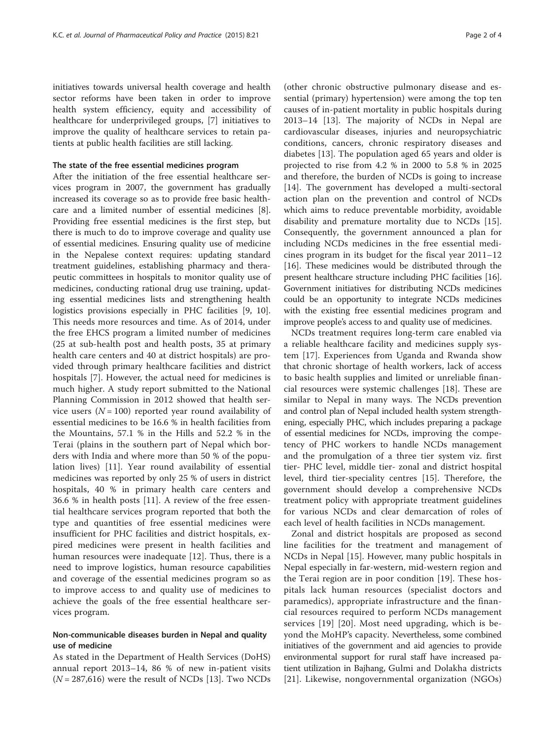initiatives towards universal health coverage and health sector reforms have been taken in order to improve health system efficiency, equity and accessibility of healthcare for underprivileged groups, [7] initiatives to improve the quality of healthcare services to retain patients at public health facilities are still lacking.

### The state of the free essential medicines program

After the initiation of the free essential healthcare services program in 2007, the government has gradually increased its coverage so as to provide free basic healthcare and a limited number of essential medicines [8]. Providing free essential medicines is the first step, but there is much to do to improve coverage and quality use of essential medicines. Ensuring quality use of medicine in the Nepalese context requires: updating standard treatment guidelines, establishing pharmacy and therapeutic committees in hospitals to monitor quality use of medicines, conducting rational drug use training, updating essential medicines lists and strengthening health logistics provisions especially in PHC facilities [9, 10]. This needs more resources and time. As of 2014, under the free EHCS program a limited number of medicines (25 at sub-health post and health posts, 35 at primary health care centers and 40 at district hospitals) are provided through primary healthcare facilities and district hospitals [7]. However, the actual need for medicines is much higher. A study report submitted to the National Planning Commission in 2012 showed that health service users ($N = 100$) reported year round availability of essential medicines to be 16.6 % in health facilities from the Mountains, 57.1 % in the Hills and 52.2 % in the Terai (plains in the southern part of Nepal which borders with India and where more than 50 % of the population lives) [11]. Year round availability of essential medicines was reported by only 25 % of users in district hospitals, 40 % in primary health care centers and 36.6 % in health posts [11]. A review of the free essential healthcare services program reported that both the type and quantities of free essential medicines were insufficient for PHC facilities and district hospitals, expired medicines were present in health facilities and human resources were inadequate [12]. Thus, there is a need to improve logistics, human resource capabilities and coverage of the essential medicines program so as to improve access to and quality use of medicines to achieve the goals of the free essential healthcare services program.

### Non-communicable diseases burden in Nepal and quality use of medicine

As stated in the Department of Health Services (DoHS) annual report 2013–14, 86 % of new in-patient visits ($N = 287{,}616$) were the result of NCDs [13]. Two NCDs (other chronic obstructive pulmonary disease and essential (primary) hypertension) were among the top ten causes of in-patient mortality in public hospitals during 2013–14 [13]. The majority of NCDs in Nepal are cardiovascular diseases, injuries and neuropsychiatric conditions, cancers, chronic respiratory diseases and diabetes [13]. The population aged 65 years and older is projected to rise from 4.2 % in 2000 to 5.8 % in 2025 and therefore, the burden of NCDs is going to increase [14]. The government has developed a multi-sectoral action plan on the prevention and control of NCDs which aims to reduce preventable morbidity, avoidable disability and premature mortality due to NCDs [15]. Consequently, the government announced a plan for including NCDs medicines in the free essential medicines program in its budget for the fiscal year 2011–12 [16]. These medicines would be distributed through the present healthcare structure including PHC facilities [16]. Government initiatives for distributing NCDs medicines could be an opportunity to integrate NCDs medicines with the existing free essential medicines program and improve people's access to and quality use of medicines.

NCDs treatment requires long-term care enabled via a reliable healthcare facility and medicines supply system [17]. Experiences from Uganda and Rwanda show that chronic shortage of health workers, lack of access to basic health supplies and limited or unreliable financial resources were systemic challenges [18]. These are similar to Nepal in many ways. The NCDs prevention and control plan of Nepal included health system strengthening, especially PHC, which includes preparing a package of essential medicines for NCDs, improving the competency of PHC workers to handle NCDs management and the promulgation of a three tier system viz. first tier- PHC level, middle tier- zonal and district hospital level, third tier-speciality centres [15]. Therefore, the government should develop a comprehensive NCDs treatment policy with appropriate treatment guidelines for various NCDs and clear demarcation of roles of each level of health facilities in NCDs management.

Zonal and district hospitals are proposed as second line facilities for the treatment and management of NCDs in Nepal [15]. However, many public hospitals in Nepal especially in far-western, mid-western region and the Terai region are in poor condition [19]. These hospitals lack human resources (specialist doctors and paramedics), appropriate infrastructure and the financial resources required to perform NCDs management services [19] [20]. Most need upgrading, which is beyond the MoHP's capacity. Nevertheless, some combined initiatives of the government and aid agencies to provide environmental support for rural staff have increased patient utilization in Bajhang, Gulmi and Dolakha districts [21]. Likewise, nongovernmental organization (NGOs)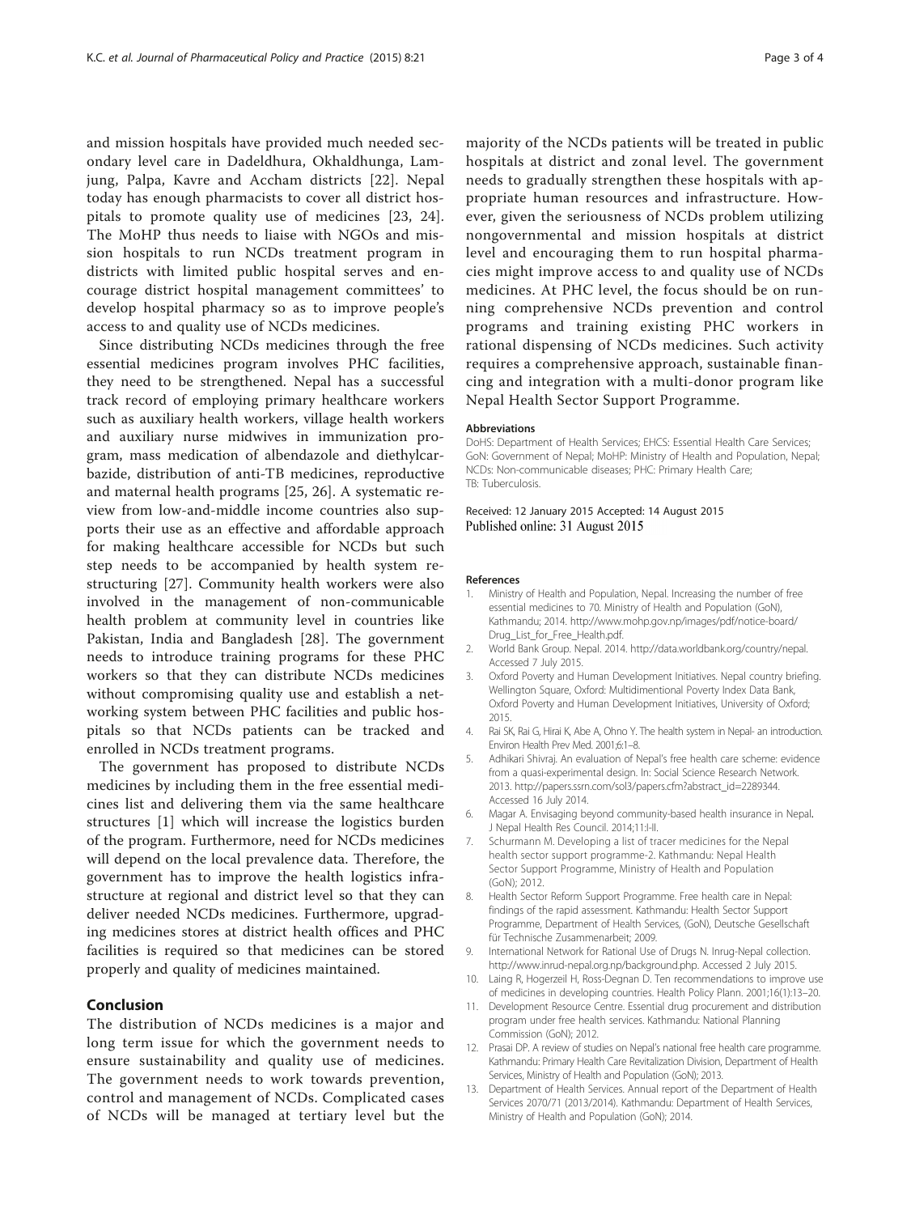and mission hospitals have provided much needed secondary level care in Dadeldhura, Okhaldhunga, Lamjung, Palpa, Kavre and Accham districts [22]. Nepal today has enough pharmacists to cover all district hospitals to promote quality use of medicines [23, 24]. The MoHP thus needs to liaise with NGOs and mission hospitals to run NCDs treatment program in districts with limited public hospital serves and encourage district hospital management committees' to develop hospital pharmacy so as to improve people's access to and quality use of NCDs medicines.

Since distributing NCDs medicines through the free essential medicines program involves PHC facilities, they need to be strengthened. Nepal has a successful track record of employing primary healthcare workers such as auxiliary health workers, village health workers and auxiliary nurse midwives in immunization program, mass medication of albendazole and diethylcarbazide, distribution of anti-TB medicines, reproductive and maternal health programs [25, 26]. A systematic review from low-and-middle income countries also supports their use as an effective and affordable approach for making healthcare accessible for NCDs but such step needs to be accompanied by health system restructuring [27]. Community health workers were also involved in the management of non-communicable health problem at community level in countries like Pakistan, India and Bangladesh [28]. The government needs to introduce training programs for these PHC workers so that they can distribute NCDs medicines without compromising quality use and establish a networking system between PHC facilities and public hospitals so that NCDs patients can be tracked and enrolled in NCDs treatment programs.

The government has proposed to distribute NCDs medicines by including them in the free essential medicines list and delivering them via the same healthcare structures [1] which will increase the logistics burden of the program. Furthermore, need for NCDs medicines will depend on the local prevalence data. Therefore, the government has to improve the health logistics infrastructure at regional and district level so that they can deliver needed NCDs medicines. Furthermore, upgrading medicines stores at district health offices and PHC facilities is required so that medicines can be stored properly and quality of medicines maintained.

## Conclusion

The distribution of NCDs medicines is a major and long term issue for which the government needs to ensure sustainability and quality use of medicines. The government needs to work towards prevention, control and management of NCDs. Complicated cases of NCDs will be managed at tertiary level but the majority of the NCDs patients will be treated in public hospitals at district and zonal level. The government needs to gradually strengthen these hospitals with appropriate human resources and infrastructure. However, given the seriousness of NCDs problem utilizing nongovernmental and mission hospitals at district level and encouraging them to run hospital pharmacies might improve access to and quality use of NCDs medicines. At PHC level, the focus should be on running comprehensive NCDs prevention and control programs and training existing PHC workers in rational dispensing of NCDs medicines. Such activity requires a comprehensive approach, sustainable financing and integration with a multi-donor program like Nepal Health Sector Support Programme.

#### Abbreviations

DoHS: Department of Health Services; EHCS: Essential Health Care Services; GoN: Government of Nepal; MoHP: Ministry of Health and Population, Nepal; NCDs: Non-communicable diseases; PHC: Primary Health Care; TB: Tuberculosis.

Received: 12 January 2015 Accepted: 14 August 2015
Published online: 31 August 2015

#### References

1. Ministry of Health and Population, Nepal. Increasing the number of free essential medicines to 70. Ministry of Health and Population (GoN), Kathmandu; 2014. http://www.mohp.gov.np/images/pdf/notice-board/Drug_List_for_Free_Health.pdf.
2. World Bank Group. Nepal. 2014. http://data.worldbank.org/country/nepal. Accessed 7 July 2015.
3. Oxford Poverty and Human Development Initiatives. Nepal country briefing. Wellington Square, Oxford: Multidimentional Poverty Index Data Bank, Oxford Poverty and Human Development Initiatives, University of Oxford; 2015.
4. Rai SK, Rai G, Hirai K, Abe A, Ohno Y. The health system in Nepal- an introduction. Environ Health Prev Med. 2001;6:1–8.
5. Adhikari Shivraj. An evaluation of Nepal's free health care scheme: evidence from a quasi-experimental design. In: Social Science Research Network. 2013. http://papers.ssrn.com/sol3/papers.cfm?abstract_id=2289344. Accessed 16 July 2014.
6. Magar A. Envisaging beyond community-based health insurance in Nepal. J Nepal Health Res Council. 2014;11:I-II.
7. Schurmann M. Developing a list of tracer medicines for the Nepal health sector support programme-2. Kathmandu: Nepal Health Sector Support Programme, Ministry of Health and Population (GoN); 2012.
8. Health Sector Reform Support Programme. Free health care in Nepal: findings of the rapid assessment. Kathmandu: Health Sector Support Programme, Department of Health Services, (GoN), Deutsche Gesellschaft für Technische Zusammenarbeit; 2009.
9. International Network for Rational Use of Drugs N. Inrug-Nepal collection. http://www.inrud-nepal.org.np/background.php. Accessed 2 July 2015.
10. Laing R, Hogerzeil H, Ross-Degnan D. Ten recommendations to improve use of medicines in developing countries. Health Policy Plann. 2001;16(1):13–20.
11. Development Resource Centre. Essential drug procurement and distribution program under free health services. Kathmandu: National Planning Commission (GoN); 2012.
12. Prasai DP. A review of studies on Nepal's national free health care programme. Kathmandu: Primary Health Care Revitalization Division, Department of Health Services, Ministry of Health and Population (GoN); 2013.
13. Department of Health Services. Annual report of the Department of Health Services 2070/71 (2013/2014). Kathmandu: Department of Health Services, Ministry of Health and Population (GoN); 2014.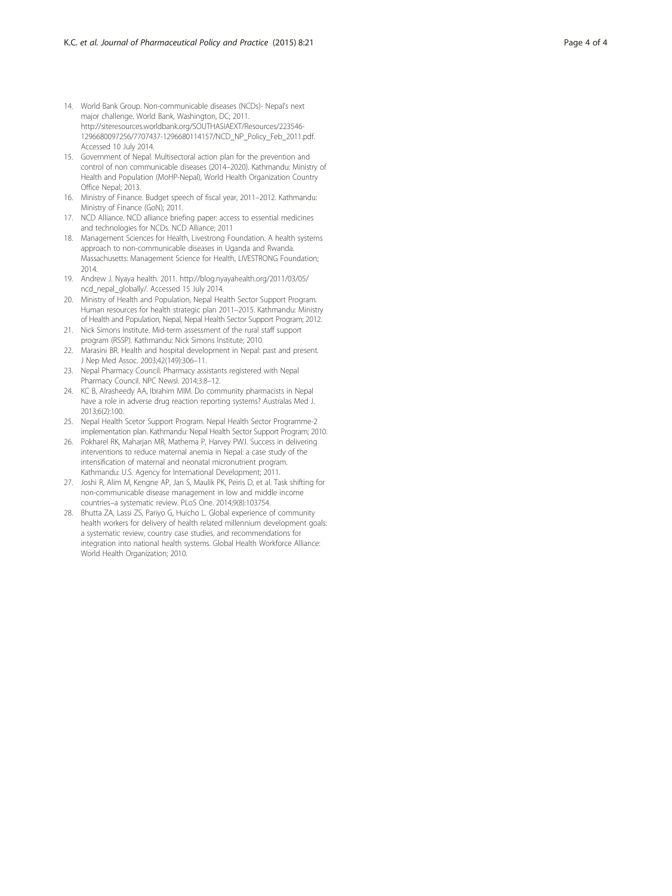14. World Bank Group. Non-communicable diseases (NCDs)- Nepal's next major challenge. World Bank, Washington, DC; 2011. http://siteresources.worldbank.org/SOUTHASIAEXT/Resources/223546-1296680097256/7707437-1296680114157/NCD_NP_Policy_Feb_2011.pdf. Accessed 10 July 2014.
15. Government of Nepal. Multisectoral action plan for the prevention and control of non communicable diseases (2014–2020). Kathmandu: Ministry of Health and Population (MoHP-Nepal), World Health Organization Country Office Nepal; 2013.
16. Ministry of Finance. Budget speech of fiscal year, 2011–2012. Kathmandu: Ministry of Finance (GoN); 2011.
17. NCD Alliance. NCD alliance briefing paper: access to essential medicines and technologies for NCDs. NCD Alliance; 2011
18. Management Sciences for Health, Livestrong Foundation. A health systems approach to non-communicable diseases in Uganda and Rwanda. Massachusetts: Management Science for Health, LIVESTRONG Foundation; 2014.
19. Andrew J. Nyaya health. 2011. http://blog.nyayahealth.org/2011/03/05/ncd_nepal_globally/. Accessed 15 July 2014.
20. Ministry of Health and Population, Nepal Health Sector Support Program. Human resources for health strategic plan 2011–2015. Kathmandu: Ministry of Health and Population, Nepal, Nepal Health Sector Support Program; 2012.
21. Nick Simons Institute. Mid-term assessment of the rural staff support program (RSSP). Kathmandu: Nick Simons Institute; 2010.
22. Marasini BR. Health and hospital development in Nepal: past and present. J Nep Med Assoc. 2003;42(149):306–11.
23. Nepal Pharmacy Council. Pharmacy assistants registered with Nepal Pharmacy Council. NPC Newsl. 2014;3:8–12.
24. KC B, Alrasheedy AA, Ibrahim MIM. Do community pharmacists in Nepal have a role in adverse drug reaction reporting systems? Australas Med J. 2013;6(2):100.
25. Nepal Health Scetor Support Program. Nepal Health Sector Programme-2 implementation plan. Kathmandu: Nepal Health Sector Support Program; 2010.
26. Pokharel RK, Maharjan MR, Mathema P, Harvey PWJ. Success in delivering interventions to reduce maternal anemia in Nepal: a case study of the intensification of maternal and neonatal micronutrient program. Kathmandu: U.S. Agency for International Development; 2011.
27. Joshi R, Alim M, Kengne AP, Jan S, Maulik PK, Peiris D, et al. Task shifting for non-communicable disease management in low and middle income countries–a systematic review. PLoS One. 2014;9(8):103754.
28. Bhutta ZA, Lassi ZS, Pariyo G, Huicho L. Global experience of community health workers for delivery of health related millennium development goals: a systematic review, country case studies, and recommendations for integration into national health systems. Global Health Workforce Alliance: World Health Organization; 2010.